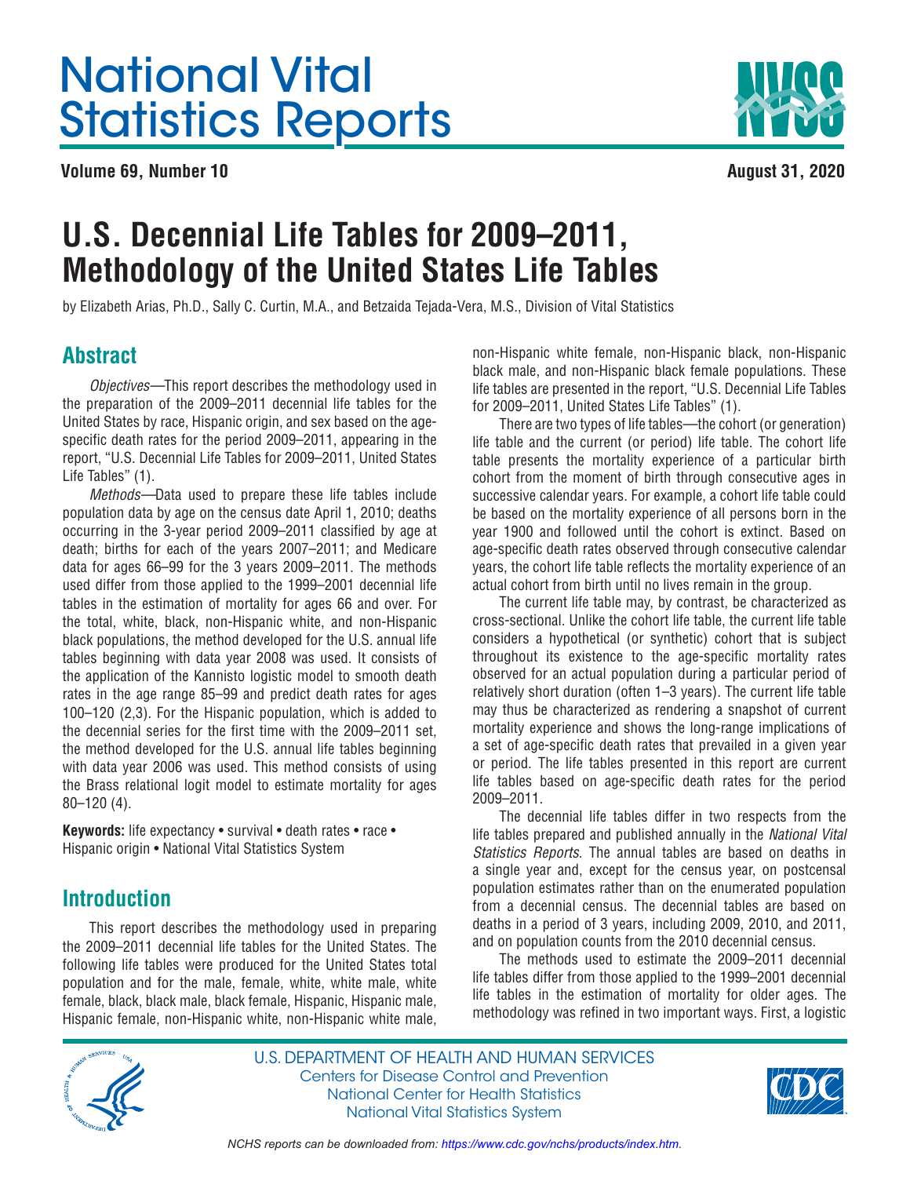# National Vital Statistics Reports

**Volume 69, Number 10** **August 31, 2020**

# U.S. Decennial Life Tables for 2009–2011, Methodology of the United States Life Tables

by Elizabeth Arias, Ph.D., Sally C. Curtin, M.A., and Betzaida Tejada-Vera, M.S., Division of Vital Statistics

## Abstract

*Objectives*—This report describes the methodology used in the preparation of the 2009–2011 decennial life tables for the United States by race, Hispanic origin, and sex based on the age-specific death rates for the period 2009–2011, appearing in the report, "U.S. Decennial Life Tables for 2009–2011, United States Life Tables" (1).

*Methods*—Data used to prepare these life tables include population data by age on the census date April 1, 2010; deaths occurring in the 3-year period 2009–2011 classified by age at death; births for each of the years 2007–2011; and Medicare data for ages 66–99 for the 3 years 2009–2011. The methods used differ from those applied to the 1999–2001 decennial life tables in the estimation of mortality for ages 66 and over. For the total, white, black, non-Hispanic white, and non-Hispanic black populations, the method developed for the U.S. annual life tables beginning with data year 2008 was used. It consists of the application of the Kannisto logistic model to smooth death rates in the age range 85–99 and predict death rates for ages 100–120 (2,3). For the Hispanic population, which is added to the decennial series for the first time with the 2009–2011 set, the method developed for the U.S. annual life tables beginning with data year 2006 was used. This method consists of using the Brass relational logit model to estimate mortality for ages 80–120 (4).

**Keywords:** life expectancy • survival • death rates • race • Hispanic origin • National Vital Statistics System

## Introduction

This report describes the methodology used in preparing the 2009–2011 decennial life tables for the United States. The following life tables were produced for the United States total population and for the male, female, white, white male, white female, black, black male, black female, Hispanic, Hispanic male, Hispanic female, non-Hispanic white, non-Hispanic white male, non-Hispanic white female, non-Hispanic black, non-Hispanic black male, and non-Hispanic black female populations. These life tables are presented in the report, "U.S. Decennial Life Tables for 2009–2011, United States Life Tables" (1).

There are two types of life tables—the cohort (or generation) life table and the current (or period) life table. The cohort life table presents the mortality experience of a particular birth cohort from the moment of birth through consecutive ages in successive calendar years. For example, a cohort life table could be based on the mortality experience of all persons born in the year 1900 and followed until the cohort is extinct. Based on age-specific death rates observed through consecutive calendar years, the cohort life table reflects the mortality experience of an actual cohort from birth until no lives remain in the group.

The current life table may, by contrast, be characterized as cross-sectional. Unlike the cohort life table, the current life table considers a hypothetical (or synthetic) cohort that is subject throughout its existence to the age-specific mortality rates observed for an actual population during a particular period of relatively short duration (often 1–3 years). The current life table may thus be characterized as rendering a snapshot of current mortality experience and shows the long-range implications of a set of age-specific death rates that prevailed in a given year or period. The life tables presented in this report are current life tables based on age-specific death rates for the period 2009–2011.

The decennial life tables differ in two respects from the life tables prepared and published annually in the *National Vital Statistics Reports*. The annual tables are based on deaths in a single year and, except for the census year, on postcensal population estimates rather than on the enumerated population from a decennial census. The decennial tables are based on deaths in a period of 3 years, including 2009, 2010, and 2011, and on population counts from the 2010 decennial census.

The methods used to estimate the 2009–2011 decennial life tables differ from those applied to the 1999–2001 decennial life tables in the estimation of mortality for older ages. The methodology was refined in two important ways. First, a logistic

U.S. DEPARTMENT OF HEALTH AND HUMAN SERVICES
Centers for Disease Control and Prevention
National Center for Health Statistics
National Vital Statistics System

*NCHS reports can be downloaded from: https://www.cdc.gov/nchs/products/index.htm.*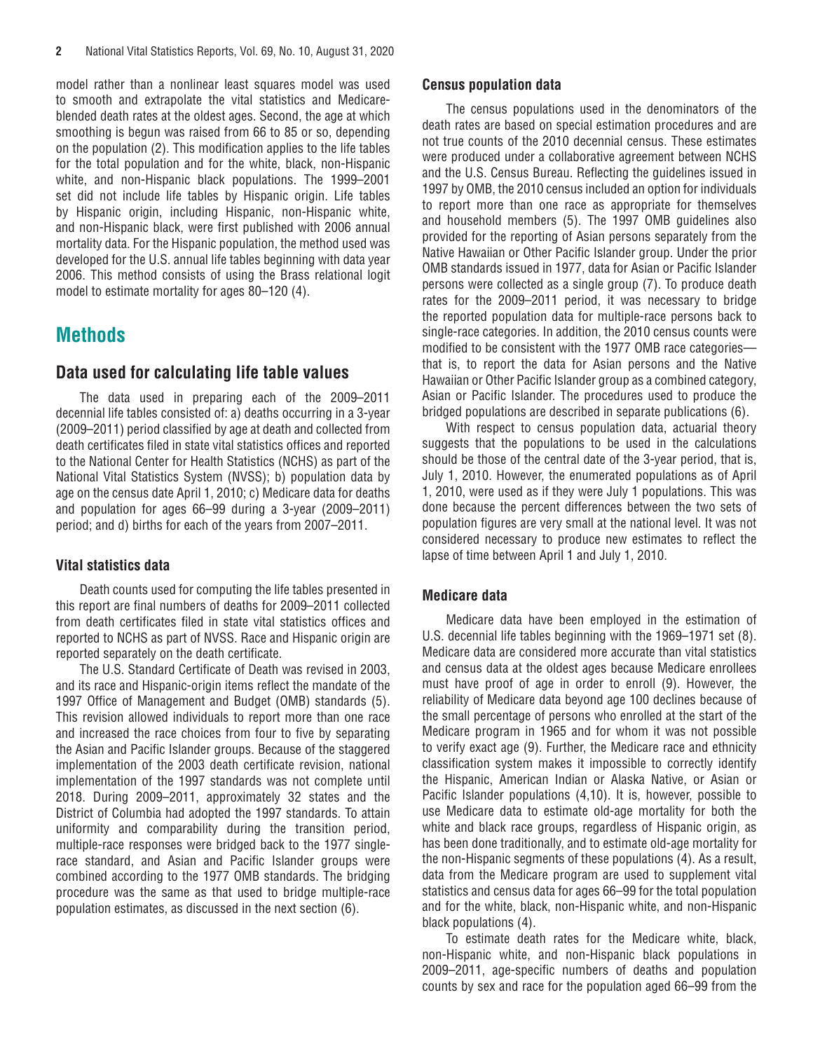model rather than a nonlinear least squares model was used to smooth and extrapolate the vital statistics and Medicare-blended death rates at the oldest ages. Second, the age at which smoothing is begun was raised from 66 to 85 or so, depending on the population (2). This modification applies to the life tables for the total population and for the white, black, non-Hispanic white, and non-Hispanic black populations. The 1999–2001 set did not include life tables by Hispanic origin. Life tables by Hispanic origin, including Hispanic, non-Hispanic white, and non-Hispanic black, were first published with 2006 annual mortality data. For the Hispanic population, the method used was developed for the U.S. annual life tables beginning with data year 2006. This method consists of using the Brass relational logit model to estimate mortality for ages 80–120 (4).

# Methods

## Data used for calculating life table values

The data used in preparing each of the 2009–2011 decennial life tables consisted of: a) deaths occurring in a 3-year (2009–2011) period classified by age at death and collected from death certificates filed in state vital statistics offices and reported to the National Center for Health Statistics (NCHS) as part of the National Vital Statistics System (NVSS); b) population data by age on the census date April 1, 2010; c) Medicare data for deaths and population for ages 66–99 during a 3-year (2009–2011) period; and d) births for each of the years from 2007–2011.

### Vital statistics data

Death counts used for computing the life tables presented in this report are final numbers of deaths for 2009–2011 collected from death certificates filed in state vital statistics offices and reported to NCHS as part of NVSS. Race and Hispanic origin are reported separately on the death certificate.

The U.S. Standard Certificate of Death was revised in 2003, and its race and Hispanic-origin items reflect the mandate of the 1997 Office of Management and Budget (OMB) standards (5). This revision allowed individuals to report more than one race and increased the race choices from four to five by separating the Asian and Pacific Islander groups. Because of the staggered implementation of the 2003 death certificate revision, national implementation of the 1997 standards was not complete until 2018. During 2009–2011, approximately 32 states and the District of Columbia had adopted the 1997 standards. To attain uniformity and comparability during the transition period, multiple-race responses were bridged back to the 1977 single-race standard, and Asian and Pacific Islander groups were combined according to the 1977 OMB standards. The bridging procedure was the same as that used to bridge multiple-race population estimates, as discussed in the next section (6).

### Census population data

The census populations used in the denominators of the death rates are based on special estimation procedures and are not true counts of the 2010 decennial census. These estimates were produced under a collaborative agreement between NCHS and the U.S. Census Bureau. Reflecting the guidelines issued in 1997 by OMB, the 2010 census included an option for individuals to report more than one race as appropriate for themselves and household members (5). The 1997 OMB guidelines also provided for the reporting of Asian persons separately from the Native Hawaiian or Other Pacific Islander group. Under the prior OMB standards issued in 1977, data for Asian or Pacific Islander persons were collected as a single group (7). To produce death rates for the 2009–2011 period, it was necessary to bridge the reported population data for multiple-race persons back to single-race categories. In addition, the 2010 census counts were modified to be consistent with the 1977 OMB race categories—that is, to report the data for Asian persons and the Native Hawaiian or Other Pacific Islander group as a combined category, Asian or Pacific Islander. The procedures used to produce the bridged populations are described in separate publications (6).

With respect to census population data, actuarial theory suggests that the populations to be used in the calculations should be those of the central date of the 3-year period, that is, July 1, 2010. However, the enumerated populations as of April 1, 2010, were used as if they were July 1 populations. This was done because the percent differences between the two sets of population figures are very small at the national level. It was not considered necessary to produce new estimates to reflect the lapse of time between April 1 and July 1, 2010.

### Medicare data

Medicare data have been employed in the estimation of U.S. decennial life tables beginning with the 1969–1971 set (8). Medicare data are considered more accurate than vital statistics and census data at the oldest ages because Medicare enrollees must have proof of age in order to enroll (9). However, the reliability of Medicare data beyond age 100 declines because of the small percentage of persons who enrolled at the start of the Medicare program in 1965 and for whom it was not possible to verify exact age (9). Further, the Medicare race and ethnicity classification system makes it impossible to correctly identify the Hispanic, American Indian or Alaska Native, or Asian or Pacific Islander populations (4,10). It is, however, possible to use Medicare data to estimate old-age mortality for both the white and black race groups, regardless of Hispanic origin, as has been done traditionally, and to estimate old-age mortality for the non-Hispanic segments of these populations (4). As a result, data from the Medicare program are used to supplement vital statistics and census data for ages 66–99 for the total population and for the white, black, non-Hispanic white, and non-Hispanic black populations (4).

To estimate death rates for the Medicare white, black, non-Hispanic white, and non-Hispanic black populations in 2009–2011, age-specific numbers of deaths and population counts by sex and race for the population aged 66–99 from the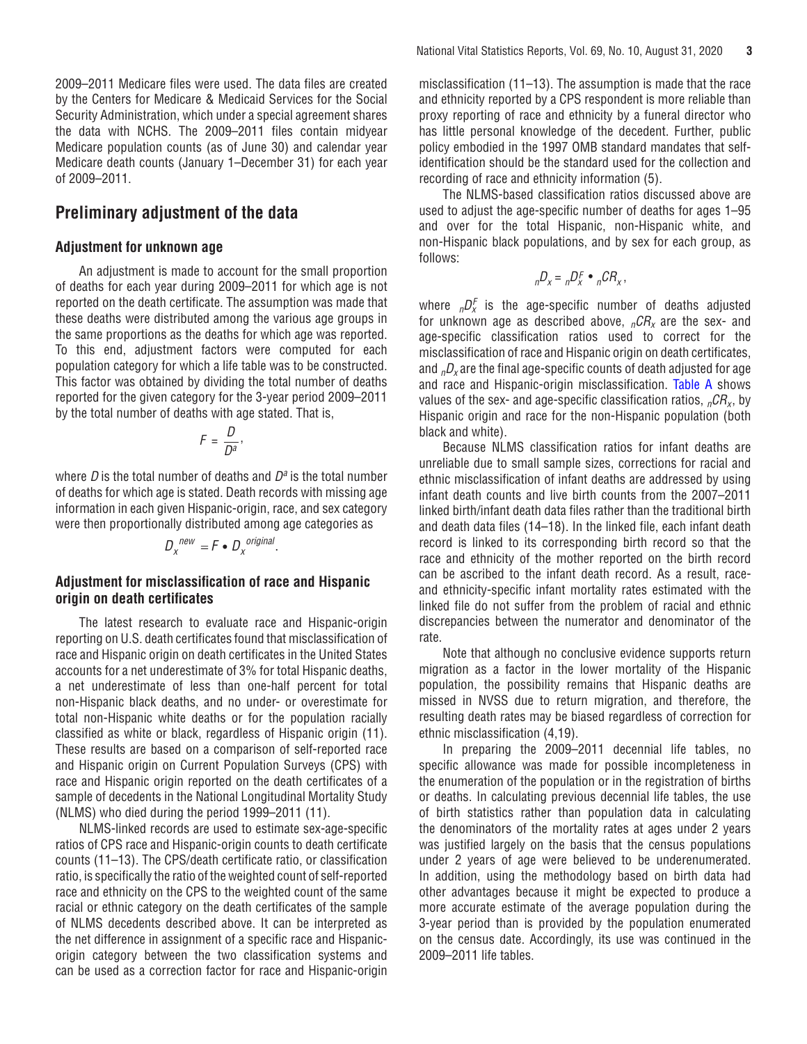2009–2011 Medicare files were used. The data files are created by the Centers for Medicare & Medicaid Services for the Social Security Administration, which under a special agreement shares the data with NCHS. The 2009–2011 files contain midyear Medicare population counts (as of June 30) and calendar year Medicare death counts (January 1–December 31) for each year of 2009–2011.

## Preliminary adjustment of the data

### Adjustment for unknown age

An adjustment is made to account for the small proportion of deaths for each year during 2009–2011 for which age is not reported on the death certificate. The assumption was made that these deaths were distributed among the various age groups in the same proportions as the deaths for which age was reported. To this end, adjustment factors were computed for each population category for which a life table was to be constructed. This factor was obtained by dividing the total number of deaths reported for the given category for the 3-year period 2009–2011 by the total number of deaths with age stated. That is,

$$F = \frac{D}{D^a},$$

where $D$ is the total number of deaths and $D^a$ is the total number of deaths for which age is stated. Death records with missing age information in each given Hispanic-origin, race, and sex category were then proportionally distributed among age categories as

$$D_x^{new} = F \bullet D_x^{original}.$$

### Adjustment for misclassification of race and Hispanic origin on death certificates

The latest research to evaluate race and Hispanic-origin reporting on U.S. death certificates found that misclassification of race and Hispanic origin on death certificates in the United States accounts for a net underestimate of 3% for total Hispanic deaths, a net underestimate of less than one-half percent for total non-Hispanic black deaths, and no under- or overestimate for total non-Hispanic white deaths or for the population racially classified as white or black, regardless of Hispanic origin (11). These results are based on a comparison of self-reported race and Hispanic origin on Current Population Surveys (CPS) with race and Hispanic origin reported on the death certificates of a sample of decedents in the National Longitudinal Mortality Study (NLMS) who died during the period 1999–2011 (11).

NLMS-linked records are used to estimate sex-age-specific ratios of CPS race and Hispanic-origin counts to death certificate counts (11–13). The CPS/death certificate ratio, or classification ratio, is specifically the ratio of the weighted count of self-reported race and ethnicity on the CPS to the weighted count of the same racial or ethnic category on the death certificates of the sample of NLMS decedents described above. It can be interpreted as the net difference in assignment of a specific race and Hispanic-origin category between the two classification systems and can be used as a correction factor for race and Hispanic-origin misclassification (11–13). The assumption is made that the race and ethnicity reported by a CPS respondent is more reliable than proxy reporting of race and ethnicity by a funeral director who has little personal knowledge of the decedent. Further, public policy embodied in the 1997 OMB standard mandates that self-identification should be the standard used for the collection and recording of race and ethnicity information (5).

The NLMS-based classification ratios discussed above are used to adjust the age-specific number of deaths for ages 1–95 and over for the total Hispanic, non-Hispanic white, and non-Hispanic black populations, and by sex for each group, as follows:

$${}_nD_x = {}_nD_x^F \bullet {}_nCR_x,$$

where ${}_nD_x^F$ is the age-specific number of deaths adjusted for unknown age as described above, ${}_nCR_x$ are the sex- and age-specific classification ratios used to correct for the misclassification of race and Hispanic origin on death certificates, and ${}_nD_x$ are the final age-specific counts of death adjusted for age and race and Hispanic-origin misclassification. Table A shows values of the sex- and age-specific classification ratios, ${}_nCR_x$, by Hispanic origin and race for the non-Hispanic population (both black and white).

Because NLMS classification ratios for infant deaths are unreliable due to small sample sizes, corrections for racial and ethnic misclassification of infant deaths are addressed by using infant death counts and live birth counts from the 2007–2011 linked birth/infant death data files rather than the traditional birth and death data files (14–18). In the linked file, each infant death record is linked to its corresponding birth record so that the race and ethnicity of the mother reported on the birth record can be ascribed to the infant death record. As a result, race- and ethnicity-specific infant mortality rates estimated with the linked file do not suffer from the problem of racial and ethnic discrepancies between the numerator and denominator of the rate.

Note that although no conclusive evidence supports return migration as a factor in the lower mortality of the Hispanic population, the possibility remains that Hispanic deaths are missed in NVSS due to return migration, and therefore, the resulting death rates may be biased regardless of correction for ethnic misclassification (4,19).

In preparing the 2009–2011 decennial life tables, no specific allowance was made for possible incompleteness in the enumeration of the population or in the registration of births or deaths. In calculating previous decennial life tables, the use of birth statistics rather than population data in calculating the denominators of the mortality rates at ages under 2 years was justified largely on the basis that the census populations under 2 years of age were believed to be underenumerated. In addition, using the methodology based on birth data had other advantages because it might be expected to produce a more accurate estimate of the average population during the 3-year period than is provided by the population enumerated on the census date. Accordingly, its use was continued in the 2009–2011 life tables.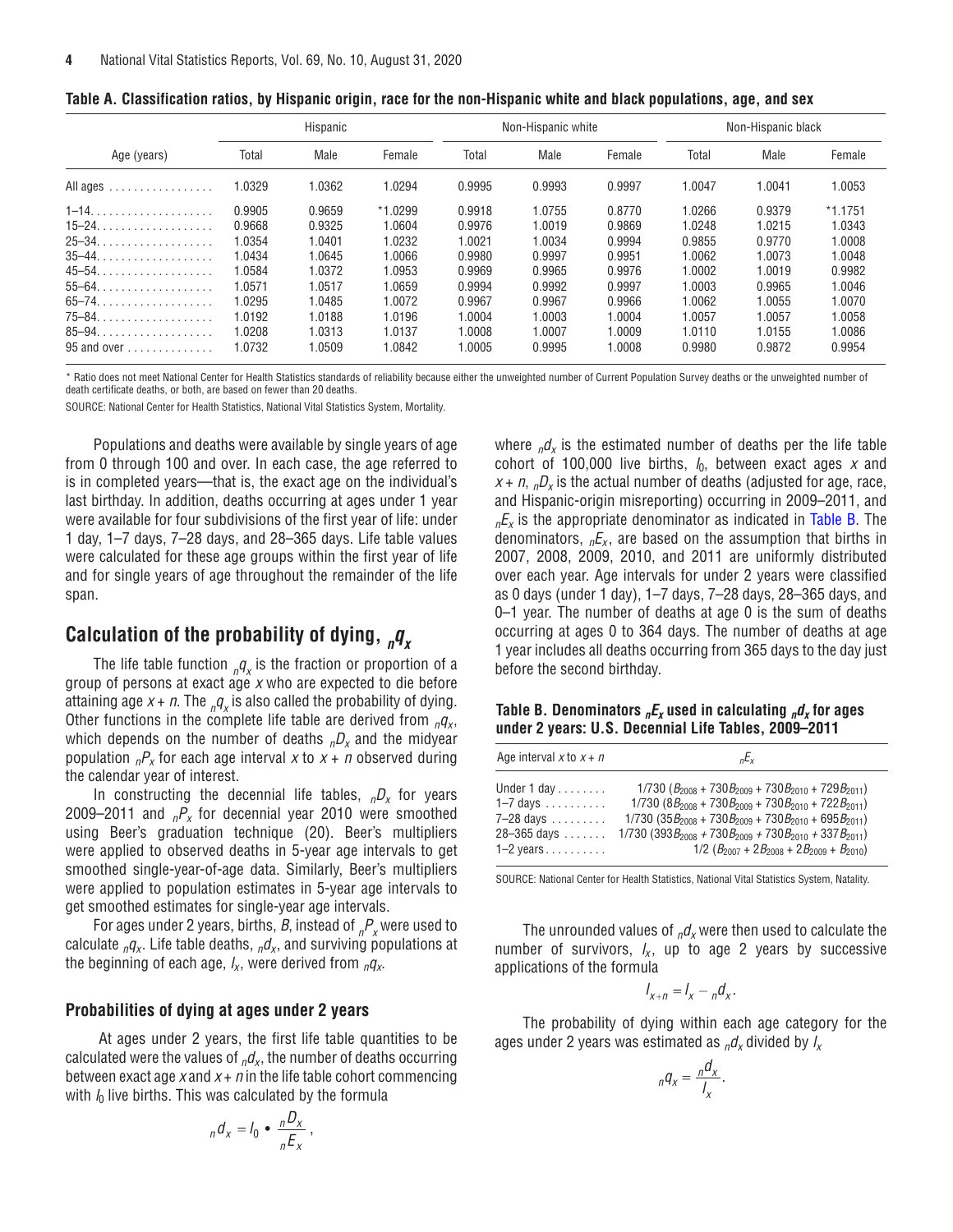**Table A. Classification ratios, by Hispanic origin, race for the non-Hispanic white and black populations, age, and sex**

| Age (years) | Hispanic | | | Non-Hispanic white | | | Non-Hispanic black | | |
|---|---|---|---|---|---|---|---|---|---|
| | Total | Male | Female | Total | Male | Female | Total | Male | Female |
| All ages | 1.0329 | 1.0362 | 1.0294 | 0.9995 | 0.9993 | 0.9997 | 1.0047 | 1.0041 | 1.0053 |
| 1–14 | 0.9905 | 0.9659 | *1.0299 | 0.9918 | 1.0755 | 0.8770 | 1.0266 | 0.9379 | *1.1751 |
| 15–24 | 0.9668 | 0.9325 | 1.0604 | 0.9976 | 1.0019 | 0.9869 | 1.0248 | 1.0215 | 1.0343 |
| 25–34 | 1.0354 | 1.0401 | 1.0232 | 1.0021 | 1.0034 | 0.9994 | 0.9855 | 0.9770 | 1.0008 |
| 35–44 | 1.0434 | 1.0645 | 1.0066 | 0.9980 | 0.9997 | 0.9951 | 1.0062 | 1.0073 | 1.0048 |
| 45–54 | 1.0584 | 1.0372 | 1.0953 | 0.9969 | 0.9965 | 0.9976 | 1.0002 | 1.0019 | 0.9982 |
| 55–64 | 1.0571 | 1.0517 | 1.0659 | 0.9994 | 0.9992 | 0.9997 | 1.0003 | 0.9965 | 1.0046 |
| 65–74 | 1.0295 | 1.0485 | 1.0072 | 0.9967 | 0.9967 | 0.9966 | 1.0062 | 1.0055 | 1.0070 |
| 75–84 | 1.0192 | 1.0188 | 1.0196 | 1.0004 | 1.0003 | 1.0004 | 1.0057 | 1.0057 | 1.0058 |
| 85–94 | 1.0208 | 1.0313 | 1.0137 | 1.0008 | 1.0007 | 1.0009 | 1.0110 | 1.0155 | 1.0086 |
| 95 and over | 1.0732 | 1.0509 | 1.0842 | 1.0005 | 0.9995 | 1.0008 | 0.9980 | 0.9872 | 0.9954 |

* Ratio does not meet National Center for Health Statistics standards of reliability because either the unweighted number of Current Population Survey deaths or the unweighted number of death certificate deaths, or both, are based on fewer than 20 deaths.

SOURCE: National Center for Health Statistics, National Vital Statistics System, Mortality.

Populations and deaths were available by single years of age from 0 through 100 and over. In each case, the age referred to is in completed years—that is, the exact age on the individual's last birthday. In addition, deaths occurring at ages under 1 year were available for four subdivisions of the first year of life: under 1 day, 1–7 days, 7–28 days, and 28–365 days. Life table values were calculated for these age groups within the first year of life and for single years of age throughout the remainder of the life span.

## Calculation of the probability of dying, ${}_nq_x$

The life table function ${}_nq_x$ is the fraction or proportion of a group of persons at exact age $x$ who are expected to die before attaining age $x + n$. The ${}_nq_x$ is also called the probability of dying. Other functions in the complete life table are derived from ${}_nq_x$, which depends on the number of deaths ${}_nD_x$ and the midyear population ${}_nP_x$ for each age interval $x$ to $x + n$ observed during the calendar year of interest.

In constructing the decennial life tables, ${}_nD_x$ for years 2009–2011 and ${}_nP_x$ for decennial year 2010 were smoothed using Beer's graduation technique (20). Beer's multipliers were applied to observed deaths in 5-year age intervals to get smoothed single-year-of-age data. Similarly, Beer's multipliers were applied to population estimates in 5-year age intervals to get smoothed estimates for single-year age intervals.

For ages under 2 years, births, $B$, instead of ${}_nP_x$ were used to calculate ${}_nq_x$. Life table deaths, ${}_nd_x$, and surviving populations at the beginning of each age, $l_x$, were derived from ${}_nq_x$.

### Probabilities of dying at ages under 2 years

At ages under 2 years, the first life table quantities to be calculated were the values of ${}_nd_x$, the number of deaths occurring between exact age $x$ and $x + n$ in the life table cohort commencing with $l_0$ live births. This was calculated by the formula

$${}_nd_x = l_0 \bullet \frac{{}_nD_x}{{}_nE_x},$$

where ${}_nd_x$ is the estimated number of deaths per the life table cohort of 100,000 live births, $l_0$, between exact ages $x$ and $x + n$, ${}_nD_x$ is the actual number of deaths (adjusted for age, race, and Hispanic-origin misreporting) occurring in 2009–2011, and ${}_nE_x$ is the appropriate denominator as indicated in Table B. The denominators, ${}_nE_x$, are based on the assumption that births in 2007, 2008, 2009, 2010, and 2011 are uniformly distributed over each year. Age intervals for under 2 years were classified as 0 days (under 1 day), 1–7 days, 7–28 days, 28–365 days, and 0–1 year. The number of deaths at age 0 is the sum of deaths occurring at ages 0 to 364 days. The number of deaths at age 1 year includes all deaths occurring from 365 days to the day just before the second birthday.

**Table B. Denominators ${}_nE_x$ used in calculating ${}_nd_x$ for ages under 2 years: U.S. Decennial Life Tables, 2009–2011**

| Age interval $x$ to $x + n$ | ${}_nE_x$ |
|---|---|
| Under 1 day | $1/730\ (B_{2008} + 730B_{2009} + 730B_{2010} + 729B_{2011})$ |
| 1–7 days | $1/730\ (8B_{2008} + 730B_{2009} + 730B_{2010} + 722B_{2011})$ |
| 7–28 days | $1/730\ (35B_{2008} + 730B_{2009} + 730B_{2010} + 695B_{2011})$ |
| 28–365 days | $1/730\ (393B_{2008} + 730B_{2009} + 730B_{2010} + 337B_{2011})$ |
| 1–2 years | $1/2\ (B_{2007} + 2B_{2008} + 2B_{2009} + B_{2010})$ |

SOURCE: National Center for Health Statistics, National Vital Statistics System, Natality.

The unrounded values of ${}_nd_x$ were then used to calculate the number of survivors, $l_x$, up to age 2 years by successive applications of the formula

$$l_{x+n} = l_x - {}_nd_x.$$

The probability of dying within each age category for the ages under 2 years was estimated as ${}_nd_x$ divided by $l_x$

$${}_nq_x = \frac{{}_nd_x}{l_x}.$$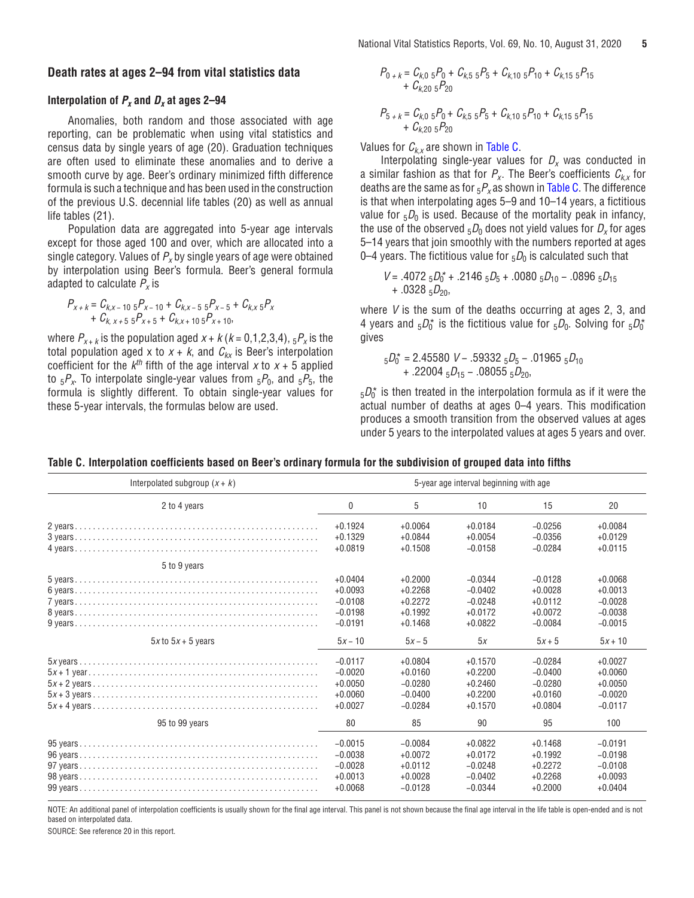## Death rates at ages 2–94 from vital statistics data

### Interpolation of $P_x$ and $D_x$ at ages 2–94

Anomalies, both random and those associated with age reporting, can be problematic when using vital statistics and census data by single years of age (20). Graduation techniques are often used to eliminate these anomalies and to derive a smooth curve by age. Beer's ordinary minimized fifth difference formula is such a technique and has been used in the construction of the previous U.S. decennial life tables (20) as well as annual life tables (21).

Population data are aggregated into 5-year age intervals except for those aged 100 and over, which are allocated into a single category. Values of $P_x$ by single years of age were obtained by interpolation using Beer's formula. Beer's general formula adapted to calculate $P_x$ is

$$P_{x+k} = C_{k,x-10}\ {}_5P_{x-10} + C_{k,x-5}\ {}_5P_{x-5} + C_{k,x}\ {}_5P_x + C_{k,x+5}\ {}_5P_{x+5} + C_{k,x+10}\ {}_5P_{x+10},$$

where $P_{x+k}$ is the population aged $x + k$ ($k = 0,1,2,3,4$), ${}_5P_x$ is the total population aged x to $x + k$, and $C_{kx}$ is Beer's interpolation coefficient for the $k^{th}$ fifth of the age interval $x$ to $x + 5$ applied to ${}_5P_x$. To interpolate single-year values from ${}_5P_0$, and ${}_5P_5$, the formula is slightly different. To obtain single-year values for these 5-year intervals, the formulas below are used.

$$P_{0+k} = C_{k,0}\ {}_5P_0 + C_{k,5}\ {}_5P_5 + C_{k,10}\ {}_5P_{10} + C_{k,15}\ {}_5P_{15} + C_{k,20}\ {}_5P_{20}$$

$$P_{5+k} = C_{k,0}\ {}_5P_0 + C_{k,5}\ {}_5P_5 + C_{k,10}\ {}_5P_{10} + C_{k,15}\ {}_5P_{15} + C_{k,20}\ {}_5P_{20}$$

Values for $C_{k,x}$ are shown in Table C.

Interpolating single-year values for $D_x$ was conducted in a similar fashion as that for $P_x$. The Beer's coefficients $C_{k,x}$ for deaths are the same as for ${}_5P_x$ as shown in Table C. The difference is that when interpolating ages 5–9 and 10–14 years, a fictitious value for ${}_5D_0$ is used. Because of the mortality peak in infancy, the use of the observed ${}_5D_0$ does not yield values for $D_x$ for ages 5–14 years that join smoothly with the numbers reported at ages 0–4 years. The fictitious value for ${}_5D_0$ is calculated such that

$$V = .4072\ {}_5D_0^* + .2146\ {}_5D_5 + .0080\ {}_5D_{10} - .0896\ {}_5D_{15} + .0328\ {}_5D_{20},$$

where $V$ is the sum of the deaths occurring at ages 2, 3, and 4 years and ${}_5D_0^*$ is the fictitious value for ${}_5D_0$. Solving for ${}_5D_0^*$ gives

$${}_5D_0^* = 2.45580\ V - .59332\ {}_5D_5 - .01965\ {}_5D_{10} + .22004\ {}_5D_{15} - .08055\ {}_5D_{20},$$

${}_5D_0^*$ is then treated in the interpolation formula as if it were the actual number of deaths at ages 0–4 years. This modification produces a smooth transition from the observed values at ages under 5 years to the interpolated values at ages 5 years and over.

**Table C. Interpolation coefficients based on Beer's ordinary formula for the subdivision of grouped data into fifths**

| Interpolated subgroup ($x + k$) | 5-year age interval beginning with age | | | | |
|---|---|---|---|---|---|
| 2 to 4 years | 0 | 5 | 10 | 15 | 20 |
| 2 years | +0.1924 | +0.0064 | +0.0184 | –0.0256 | +0.0084 |
| 3 years | +0.1329 | +0.0844 | +0.0054 | –0.0356 | +0.0129 |
| 4 years | +0.0819 | +0.1508 | –0.0158 | –0.0284 | +0.0115 |
| 5 to 9 years | | | | | |
| 5 years | +0.0404 | +0.2000 | –0.0344 | –0.0128 | +0.0068 |
| 6 years | +0.0093 | +0.2268 | –0.0402 | +0.0028 | +0.0013 |
| 7 years | –0.0108 | +0.2272 | –0.0248 | +0.0112 | –0.0028 |
| 8 years | –0.0198 | +0.1992 | +0.0172 | +0.0072 | –0.0038 |
| 9 years | –0.0191 | +0.1468 | +0.0822 | –0.0084 | –0.0015 |
| $5x$ to $5x + 5$ years | $5x - 10$ | $5x - 5$ | $5x$ | $5x + 5$ | $5x + 10$ |
| $5x$ years | –0.0117 | +0.0804 | +0.1570 | –0.0284 | +0.0027 |
| $5x + 1$ year | –0.0020 | +0.0160 | +0.2200 | –0.0400 | +0.0060 |
| $5x + 2$ years | +0.0050 | –0.0280 | +0.2460 | –0.0280 | +0.0050 |
| $5x + 3$ years | +0.0060 | –0.0400 | +0.2200 | +0.0160 | –0.0020 |
| $5x + 4$ years | +0.0027 | –0.0284 | +0.1570 | +0.0804 | –0.0117 |
| 95 to 99 years | 80 | 85 | 90 | 95 | 100 |
| 95 years | –0.0015 | –0.0084 | +0.0822 | +0.1468 | –0.0191 |
| 96 years | –0.0038 | +0.0072 | +0.0172 | +0.1992 | –0.0198 |
| 97 years | –0.0028 | +0.0112 | –0.0248 | +0.2272 | –0.0108 |
| 98 years | +0.0013 | +0.0028 | –0.0402 | +0.2268 | +0.0093 |
| 99 years | +0.0068 | –0.0128 | –0.0344 | +0.2000 | +0.0404 |

NOTE: An additional panel of interpolation coefficients is usually shown for the final age interval. This panel is not shown because the final age interval in the life table is open-ended and is not based on interpolated data.

SOURCE: See reference 20 in this report.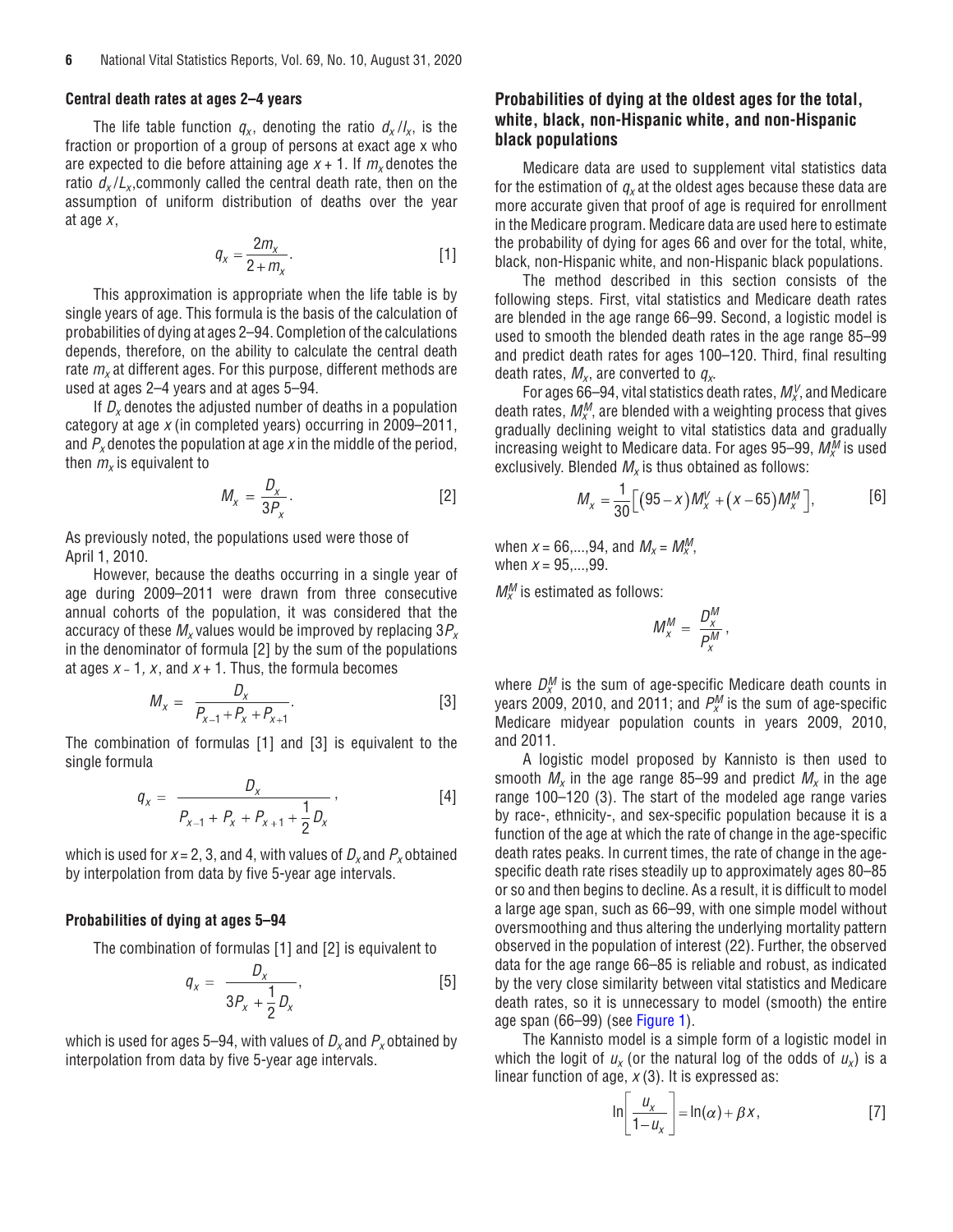### Central death rates at ages 2–4 years

The life table function $q_x$, denoting the ratio $d_x/l_x$, is the fraction or proportion of a group of persons at exact age x who are expected to die before attaining age $x + 1$. If $m_x$ denotes the ratio $d_x/L_x$,commonly called the central death rate, then on the assumption of uniform distribution of deaths over the year at age $x$,

$$q_x = \frac{2m_x}{2 + m_x}. \qquad [1]$$

This approximation is appropriate when the life table is by single years of age. This formula is the basis of the calculation of probabilities of dying at ages 2–94. Completion of the calculations depends, therefore, on the ability to calculate the central death rate $m_x$ at different ages. For this purpose, different methods are used at ages 2–4 years and at ages 5–94.

If $D_x$ denotes the adjusted number of deaths in a population category at age $x$ (in completed years) occurring in 2009–2011, and $P_x$ denotes the population at age $x$ in the middle of the period, then $m_x$ is equivalent to

$$M_x = \frac{D_x}{3P_x}. \qquad [2]$$

As previously noted, the populations used were those of April 1, 2010.

However, because the deaths occurring in a single year of age during 2009–2011 were drawn from three consecutive annual cohorts of the population, it was considered that the accuracy of these $M_x$ values would be improved by replacing $3P_x$ in the denominator of formula [2] by the sum of the populations at ages $x - 1$, $x$, and $x + 1$. Thus, the formula becomes

$$M_x = \frac{D_x}{P_{x-1} + P_x + P_{x+1}}. \qquad [3]$$

The combination of formulas [1] and [3] is equivalent to the single formula

$$q_x = \frac{D_x}{P_{x-1} + P_x + P_{x+1} + \frac{1}{2}D_x}, \qquad [4]$$

which is used for $x = 2$, 3, and 4, with values of $D_x$ and $P_x$ obtained by interpolation from data by five 5-year age intervals.

### Probabilities of dying at ages 5–94

The combination of formulas [1] and [2] is equivalent to

$$q_x = \frac{D_x}{3P_x + \frac{1}{2}D_x}, \qquad [5]$$

which is used for ages 5–94, with values of $D_x$ and $P_x$ obtained by interpolation from data by five 5-year age intervals.

## Probabilities of dying at the oldest ages for the total, white, black, non-Hispanic white, and non-Hispanic black populations

Medicare data are used to supplement vital statistics data for the estimation of $q_x$ at the oldest ages because these data are more accurate given that proof of age is required for enrollment in the Medicare program. Medicare data are used here to estimate the probability of dying for ages 66 and over for the total, white, black, non-Hispanic white, and non-Hispanic black populations.

The method described in this section consists of the following steps. First, vital statistics and Medicare death rates are blended in the age range 66–99. Second, a logistic model is used to smooth the blended death rates in the age range 85–99 and predict death rates for ages 100–120. Third, final resulting death rates, $M_x$, are converted to $q_x$.

For ages 66–94, vital statistics death rates, $M_x^V$, and Medicare death rates, $M_x^M$, are blended with a weighting process that gives gradually declining weight to vital statistics data and gradually increasing weight to Medicare data. For ages 95–99, $M_x^M$ is used exclusively. Blended $M_x$ is thus obtained as follows:

$$M_x = \frac{1}{30}\left[(95 - x)M_x^V + (x - 65)M_x^M\right], \qquad [6]$$

when $x = 66,...,94$, and $M_x = M_x^M$,
when $x = 95,...,99$.

$M_x^M$ is estimated as follows:

$$M_x^M = \frac{D_x^M}{P_x^M},$$

where $D_x^M$ is the sum of age-specific Medicare death counts in years 2009, 2010, and 2011; and $P_x^M$ is the sum of age-specific Medicare midyear population counts in years 2009, 2010, and 2011.

A logistic model proposed by Kannisto is then used to smooth $M_x$ in the age range 85–99 and predict $M_x$ in the age range 100–120 (3). The start of the modeled age range varies by race-, ethnicity-, and sex-specific population because it is a function of the age at which the rate of change in the age-specific death rates peaks. In current times, the rate of change in the age-specific death rate rises steadily up to approximately ages 80–85 or so and then begins to decline. As a result, it is difficult to model a large age span, such as 66–99, with one simple model without oversmoothing and thus altering the underlying mortality pattern observed in the population of interest (22). Further, the observed data for the age range 66–85 is reliable and robust, as indicated by the very close similarity between vital statistics and Medicare death rates, so it is unnecessary to model (smooth) the entire age span (66–99) (see Figure 1).

The Kannisto model is a simple form of a logistic model in which the logit of $u_x$ (or the natural log of the odds of $u_x$) is a linear function of age, $x$ (3). It is expressed as:

$$\ln\left[\frac{u_x}{1 - u_x}\right] = \ln(\alpha) + \beta x, \qquad [7]$$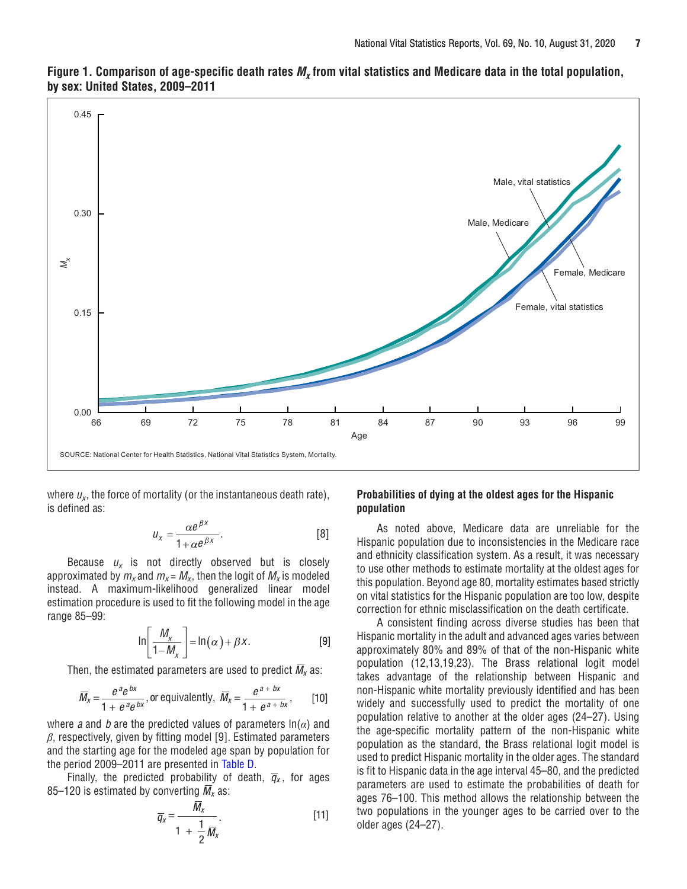**Figure 1. Comparison of age-specific death rates $M_x$ from vital statistics and Medicare data in the total population, by sex: United States, 2009–2011**

SOURCE: National Center for Health Statistics, National Vital Statistics System, Mortality.

where $u_x$, the force of mortality (or the instantaneous death rate), is defined as:

$$u_x = \frac{\alpha e^{\beta x}}{1+\alpha e^{\beta x}}. \quad [8]$$

Because $u_x$ is not directly observed but is closely approximated by $m_x$ and $m_x = M_x$, then the logit of $M_x$ is modeled instead. A maximum-likelihood generalized linear model estimation procedure is used to fit the following model in the age range 85–99:

$$\ln\left[\frac{M_x}{1-M_x}\right] = \ln(\alpha) + \beta x. \quad [9]$$

Then, the estimated parameters are used to predict $\overline{M}_x$ as:

$$\overline{M}_x = \frac{e^a e^{bx}}{1+e^a e^{bx}}, \text{ or equivalently, } \overline{M}_x = \frac{e^{a+bx}}{1+e^{a+bx}}, \quad [10]$$

where $a$ and $b$ are the predicted values of parameters $\ln(\alpha)$ and $\beta$, respectively, given by fitting model [9]. Estimated parameters and the starting age for the modeled age span by population for the period 2009–2011 are presented in Table D.

Finally, the predicted probability of death, $\overline{q}_x$, for ages 85–120 is estimated by converting $\overline{M}_x$ as:

$$\overline{q}_x = \frac{\overline{M}_x}{1+\frac{1}{2}\overline{M}_x}. \quad [11]$$

### Probabilities of dying at the oldest ages for the Hispanic population

As noted above, Medicare data are unreliable for the Hispanic population due to inconsistencies in the Medicare race and ethnicity classification system. As a result, it was necessary to use other methods to estimate mortality at the oldest ages for this population. Beyond age 80, mortality estimates based strictly on vital statistics for the Hispanic population are too low, despite correction for ethnic misclassification on the death certificate.

A consistent finding across diverse studies has been that Hispanic mortality in the adult and advanced ages varies between approximately 80% and 89% of that of the non-Hispanic white population (12,13,19,23). The Brass relational logit model takes advantage of the relationship between Hispanic and non-Hispanic white mortality previously identified and has been widely and successfully used to predict the mortality of one population relative to another at the older ages (24–27). Using the age-specific mortality pattern of the non-Hispanic white population as the standard, the Brass relational logit model is used to predict Hispanic mortality in the older ages. The standard is fit to Hispanic data in the age interval 45–80, and the predicted parameters are used to estimate the probabilities of death for ages 76–100. This method allows the relationship between the two populations in the younger ages to be carried over to the older ages (24–27).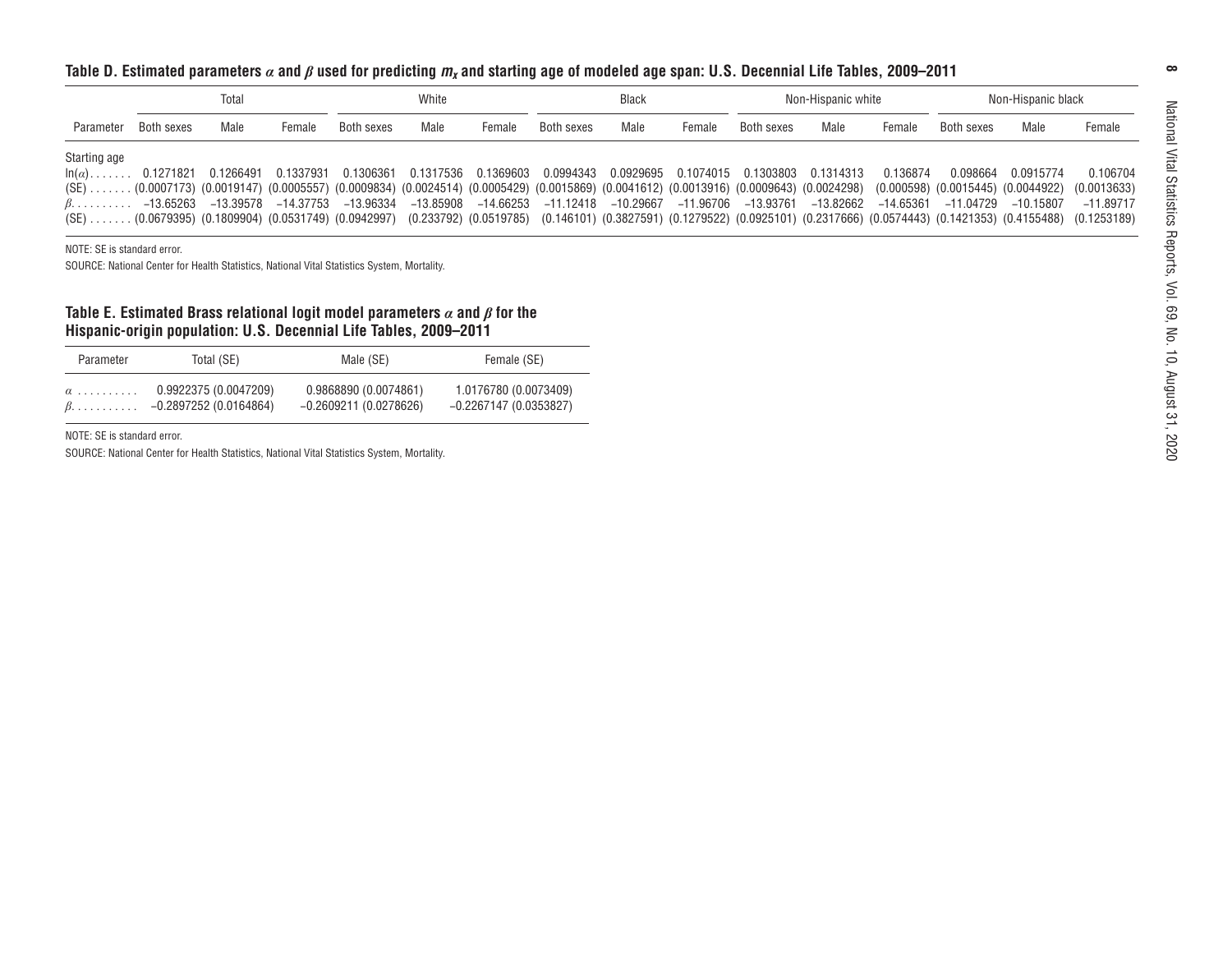**Table D. Estimated parameters $\alpha$ and $\beta$ used for predicting $m_x$ and starting age of modeled age span: U.S. Decennial Life Tables, 2009–2011**

| Parameter | Total | | | White | | | Black | | | Non-Hispanic white | | | Non-Hispanic black | | |
|---|---|---|---|---|---|---|---|---|---|---|---|---|---|---|---|
| | Both sexes | Male | Female | Both sexes | Male | Female | Both sexes | Male | Female | Both sexes | Male | Female | Both sexes | Male | Female |
| Starting age | | | | | | | | | | | | | | | |
| $\ln(\alpha)$ | 0.1271821 | 0.1266491 | 0.1337931 | 0.1306361 | 0.1317536 | 0.1369603 | 0.0994343 | 0.0929695 | 0.1074015 | 0.1303803 | 0.1314313 | 0.136874 | 0.098664 | 0.0915774 | 0.106704 |
| (SE) | (0.0007173) | (0.0019147) | (0.0005557) | (0.0009834) | (0.0024514) | (0.0005429) | (0.0015869) | (0.0041612) | (0.0013916) | (0.0009643) | (0.0024298) | (0.000598) | (0.0015445) | (0.0044922) | (0.0013633) |
| $\beta$ | –13.65263 | –13.39578 | –14.37753 | –13.96334 | –13.85908 | –14.66253 | –11.12418 | –10.29667 | –11.96706 | –13.93761 | –13.82662 | –14.65361 | –11.04729 | –10.15807 | –11.89717 |
| (SE) | (0.0679395) | (0.1809904) | (0.0531749) | (0.0942997) | (0.233792) | (0.0519785) | (0.146101) | (0.3827591) | (0.1279522) | (0.0925101) | (0.2317666) | (0.0574443) | (0.1421353) | (0.4155488) | (0.1253189) |

NOTE: SE is standard error.

SOURCE: National Center for Health Statistics, National Vital Statistics System, Mortality.

**Table E. Estimated Brass relational logit model parameters $\alpha$ and $\beta$ for the Hispanic-origin population: U.S. Decennial Life Tables, 2009–2011**

| Parameter | Total (SE) | Male (SE) | Female (SE) |
|---|---|---|---|
| $\alpha$ | 0.9922375 (0.0047209) | 0.9868890 (0.0074861) | 1.0176780 (0.0073409) |
| $\beta$ | –0.2897252 (0.0164864) | –0.2609211 (0.0278626) | –0.2267147 (0.0353827) |

NOTE: SE is standard error.

SOURCE: National Center for Health Statistics, National Vital Statistics System, Mortality.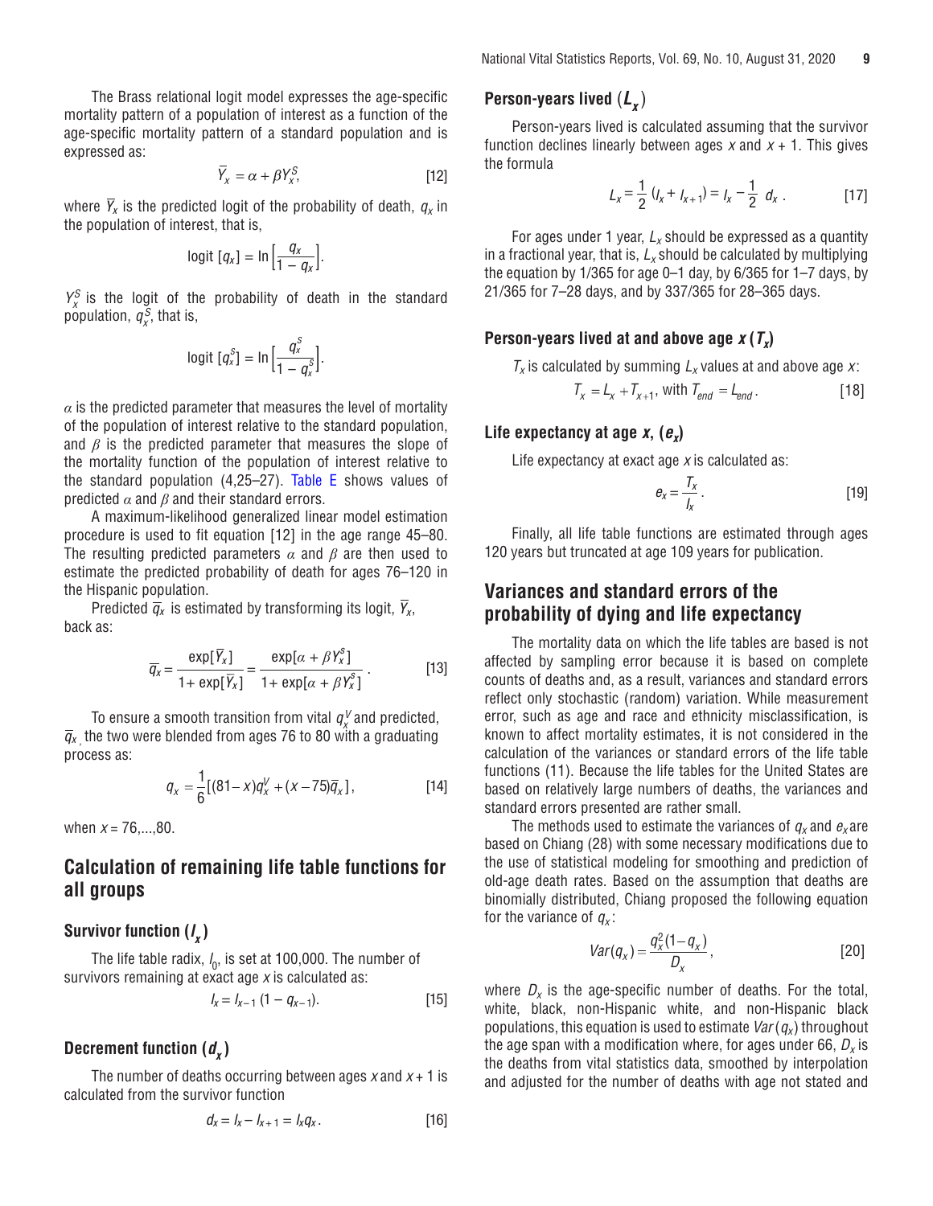The Brass relational logit model expresses the age-specific mortality pattern of a population of interest as a function of the age-specific mortality pattern of a standard population and is expressed as:

$$\bar{Y}_x = \alpha + \beta Y_x^S, \quad [12]$$

where $\bar{Y}_x$ is the predicted logit of the probability of death, $q_x$ in the population of interest, that is,

$$\text{logit}\,[q_x] = \ln\left[\frac{q_x}{1 - q_x}\right].$$

$Y_x^S$ is the logit of the probability of death in the standard population, $q_x^S$, that is,

$$\text{logit}\,[q_x^S] = \ln\left[\frac{q_x^S}{1 - q_x^S}\right].$$

$\alpha$ is the predicted parameter that measures the level of mortality of the population of interest relative to the standard population, and $\beta$ is the predicted parameter that measures the slope of the mortality function of the population of interest relative to the standard population (4,25–27). Table E shows values of predicted $\alpha$ and $\beta$ and their standard errors.

A maximum-likelihood generalized linear model estimation procedure is used to fit equation [12] in the age range 45–80. The resulting predicted parameters $\alpha$ and $\beta$ are then used to estimate the predicted probability of death for ages 76–120 in the Hispanic population.

Predicted $\bar{q}_x$ is estimated by transforming its logit, $\bar{Y}_x$, back as:

$$\bar{q}_x = \frac{\exp[\bar{Y}_x]}{1 + \exp[\bar{Y}_x]} = \frac{\exp[\alpha + \beta Y_x^S]}{1 + \exp[\alpha + \beta Y_x^S]}. \quad [13]$$

To ensure a smooth transition from vital $q_x^V$ and predicted, $\bar{q}_x$, the two were blended from ages 76 to 80 with a graduating process as:

$$q_x = \frac{1}{6}[(81 - x)q_x^V + (x - 75)\bar{q}_x], \quad [14]$$

when $x = 76,\ldots,80$.

## Calculation of remaining life table functions for all groups

### Survivor function ($l_x$)

The life table radix, $l_0$, is set at 100,000. The number of survivors remaining at exact age $x$ is calculated as:

$$l_x = l_{x-1}\,(1 - q_{x-1}). \quad [15]$$

### Decrement function ($d_x$)

The number of deaths occurring between ages $x$ and $x + 1$ is calculated from the survivor function

$$d_x = l_x - l_{x+1} = l_x q_x. \quad [16]$$

### Person-years lived ($L_x$)

Person-years lived is calculated assuming that the survivor function declines linearly between ages $x$ and $x + 1$. This gives the formula

$$L_x = \frac{1}{2}\,(l_x + l_{x+1}) = l_x - \frac{1}{2}\,d_x\,. \quad [17]$$

For ages under 1 year, $L_x$ should be expressed as a quantity in a fractional year, that is, $L_x$ should be calculated by multiplying the equation by 1/365 for age 0–1 day, by 6/365 for 1–7 days, by 21/365 for 7–28 days, and by 337/365 for 28–365 days.

### Person-years lived at and above age $x$ ($T_x$)

$T_x$ is calculated by summing $L_x$ values at and above age $x$:

$$T_x = L_x + T_{x+1}, \text{ with } T_{end} = L_{end}. \quad [18]$$

### Life expectancy at age $x$, ($e_x$)

Life expectancy at exact age $x$ is calculated as:

$$e_x = \frac{T_x}{l_x}. \quad [19]$$

Finally, all life table functions are estimated through ages 120 years but truncated at age 109 years for publication.

## Variances and standard errors of the probability of dying and life expectancy

The mortality data on which the life tables are based is not affected by sampling error because it is based on complete counts of deaths and, as a result, variances and standard errors reflect only stochastic (random) variation. While measurement error, such as age and race and ethnicity misclassification, is known to affect mortality estimates, it is not considered in the calculation of the variances or standard errors of the life table functions (11). Because the life tables for the United States are based on relatively large numbers of deaths, the variances and standard errors presented are rather small.

The methods used to estimate the variances of $q_x$ and $e_x$ are based on Chiang (28) with some necessary modifications due to the use of statistical modeling for smoothing and prediction of old-age death rates. Based on the assumption that deaths are binomially distributed, Chiang proposed the following equation for the variance of $q_x$:

$$Var(q_x) = \frac{q_x^2(1 - q_x)}{D_x}, \quad [20]$$

where $D_x$ is the age-specific number of deaths. For the total, white, black, non-Hispanic white, and non-Hispanic black populations, this equation is used to estimate $Var(q_x)$ throughout the age span with a modification where, for ages under 66, $D_x$ is the deaths from vital statistics data, smoothed by interpolation and adjusted for the number of deaths with age not stated and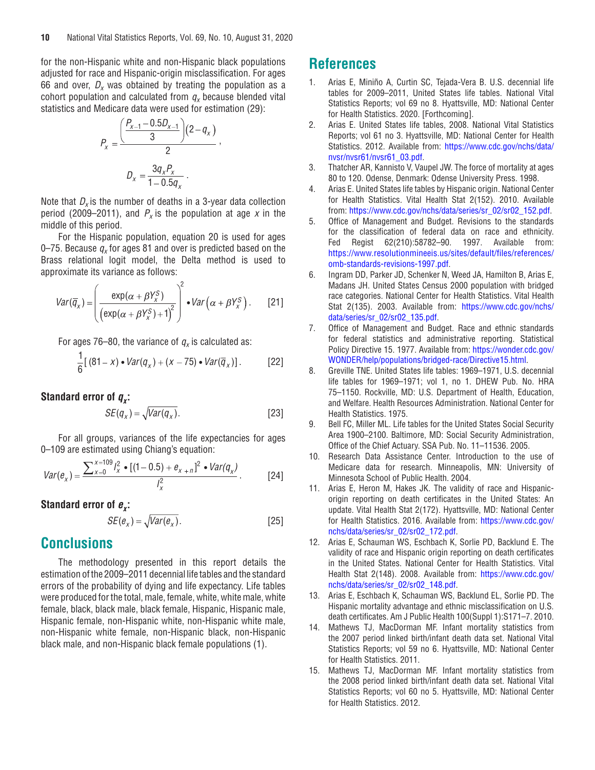for the non-Hispanic white and non-Hispanic black populations adjusted for race and Hispanic-origin misclassification. For ages 66 and over, $D_x$ was obtained by treating the population as a cohort population and calculated from $q_x$ because blended vital statistics and Medicare data were used for estimation (29):

$$P_x = \frac{\left(\dfrac{P_{x-1} - 0.5D_{x-1}}{3}\right)(2 - q_x)}{2},$$

$$D_x = \frac{3q_x P_x}{1 - 0.5q_x}.$$

Note that $D_x$ is the number of deaths in a 3-year data collection period (2009–2011), and $P_x$ is the population at age $x$ in the middle of this period.

For the Hispanic population, equation 20 is used for ages 0–75. Because $q_x$ for ages 81 and over is predicted based on the Brass relational logit model, the Delta method is used to approximate its variance as follows:

$$Var(\overline{q}_x) = \left(\frac{\exp(\alpha + \beta Y_x^S)}{\left(\exp(\alpha + \beta Y_x^S) + 1\right)^2}\right)^2 \bullet Var\left(\alpha + \beta Y_x^S\right). \qquad [21]$$

For ages 76–80, the variance of $q_x$ is calculated as:

$$\frac{1}{6}[(81 - x) \bullet Var(q_x) + (x - 75) \bullet Var(\overline{q}_x)]. \qquad [22]$$

**Standard error of $q_x$:**

$$SE(q_x) = \sqrt{Var(q_x)}. \qquad [23]$$

For all groups, variances of the life expectancies for ages 0–109 are estimated using Chiang's equation:

$$Var(e_x) = \frac{\sum_{x=0}^{x=109} l_x^2 \bullet [(1 - 0.5) + e_{x+n}]^2 \bullet Var(q_x)}{l_x^2}. \qquad [24]$$

**Standard error of $e_x$:**

$$SE(e_x) = \sqrt{Var(e_x)}. \qquad [25]$$

## Conclusions

The methodology presented in this report details the estimation of the 2009–2011 decennial life tables and the standard errors of the probability of dying and life expectancy. Life tables were produced for the total, male, female, white, white male, white female, black, black male, black female, Hispanic, Hispanic male, Hispanic female, non-Hispanic white, non-Hispanic white male, non-Hispanic white female, non-Hispanic black, non-Hispanic black male, and non-Hispanic black female populations (1).

## References

1. Arias E, Miniño A, Curtin SC, Tejada-Vera B. U.S. decennial life tables for 2009–2011, United States life tables. National Vital Statistics Reports; vol 69 no 8. Hyattsville, MD: National Center for Health Statistics. 2020. [Forthcoming].
2. Arias E. United States life tables, 2008. National Vital Statistics Reports; vol 61 no 3. Hyattsville, MD: National Center for Health Statistics. 2012. Available from: https://www.cdc.gov/nchs/data/nvsr/nvsr61/nvsr61_03.pdf.
3. Thatcher AR, Kannisto V, Vaupel JW. The force of mortality at ages 80 to 120. Odense, Denmark: Odense University Press. 1998.
4. Arias E. United States life tables by Hispanic origin. National Center for Health Statistics. Vital Health Stat 2(152). 2010. Available from: https://www.cdc.gov/nchs/data/series/sr_02/sr02_152.pdf.
5. Office of Management and Budget. Revisions to the standards for the classification of federal data on race and ethnicity. Fed Regist 62(210):58782–90. 1997. Available from: https://www.resolutionmineeis.us/sites/default/files/references/omb-standards-revisions-1997.pdf.
6. Ingram DD, Parker JD, Schenker N, Weed JA, Hamilton B, Arias E, Madans JH. United States Census 2000 population with bridged race categories. National Center for Health Statistics. Vital Health Stat 2(135). 2003. Available from: https://www.cdc.gov/nchs/data/series/sr_02/sr02_135.pdf.
7. Office of Management and Budget. Race and ethnic standards for federal statistics and administrative reporting. Statistical Policy Directive 15. 1977. Available from: https://wonder.cdc.gov/WONDER/help/populations/bridged-race/Directive15.html.
8. Greville TNE. United States life tables: 1969–1971, U.S. decennial life tables for 1969–1971; vol 1, no 1. DHEW Pub. No. HRA 75–1150. Rockville, MD: U.S. Department of Health, Education, and Welfare. Health Resources Administration. National Center for Health Statistics. 1975.
9. Bell FC, Miller ML. Life tables for the United States Social Security Area 1900–2100. Baltimore, MD: Social Security Administration, Office of the Chief Actuary. SSA Pub. No. 11–11536. 2005.
10. Research Data Assistance Center. Introduction to the use of Medicare data for research. Minneapolis, MN: University of Minnesota School of Public Health. 2004.
11. Arias E, Heron M, Hakes JK. The validity of race and Hispanic-origin reporting on death certificates in the United States: An update. Vital Health Stat 2(172). Hyattsville, MD: National Center for Health Statistics. 2016. Available from: https://www.cdc.gov/nchs/data/series/sr_02/sr02_172.pdf.
12. Arias E, Schauman WS, Eschbach K, Sorlie PD, Backlund E. The validity of race and Hispanic origin reporting on death certificates in the United States. National Center for Health Statistics. Vital Health Stat 2(148). 2008. Available from: https://www.cdc.gov/nchs/data/series/sr_02/sr02_148.pdf.
13. Arias E, Eschbach K, Schauman WS, Backlund EL, Sorlie PD. The Hispanic mortality advantage and ethnic misclassification on U.S. death certificates. Am J Public Health 100(Suppl 1):S171–7. 2010.
14. Mathews TJ, MacDorman MF. Infant mortality statistics from the 2007 period linked birth/infant death data set. National Vital Statistics Reports; vol 59 no 6. Hyattsville, MD: National Center for Health Statistics. 2011.
15. Mathews TJ, MacDorman MF. Infant mortality statistics from the 2008 period linked birth/infant death data set. National Vital Statistics Reports; vol 60 no 5. Hyattsville, MD: National Center for Health Statistics. 2012.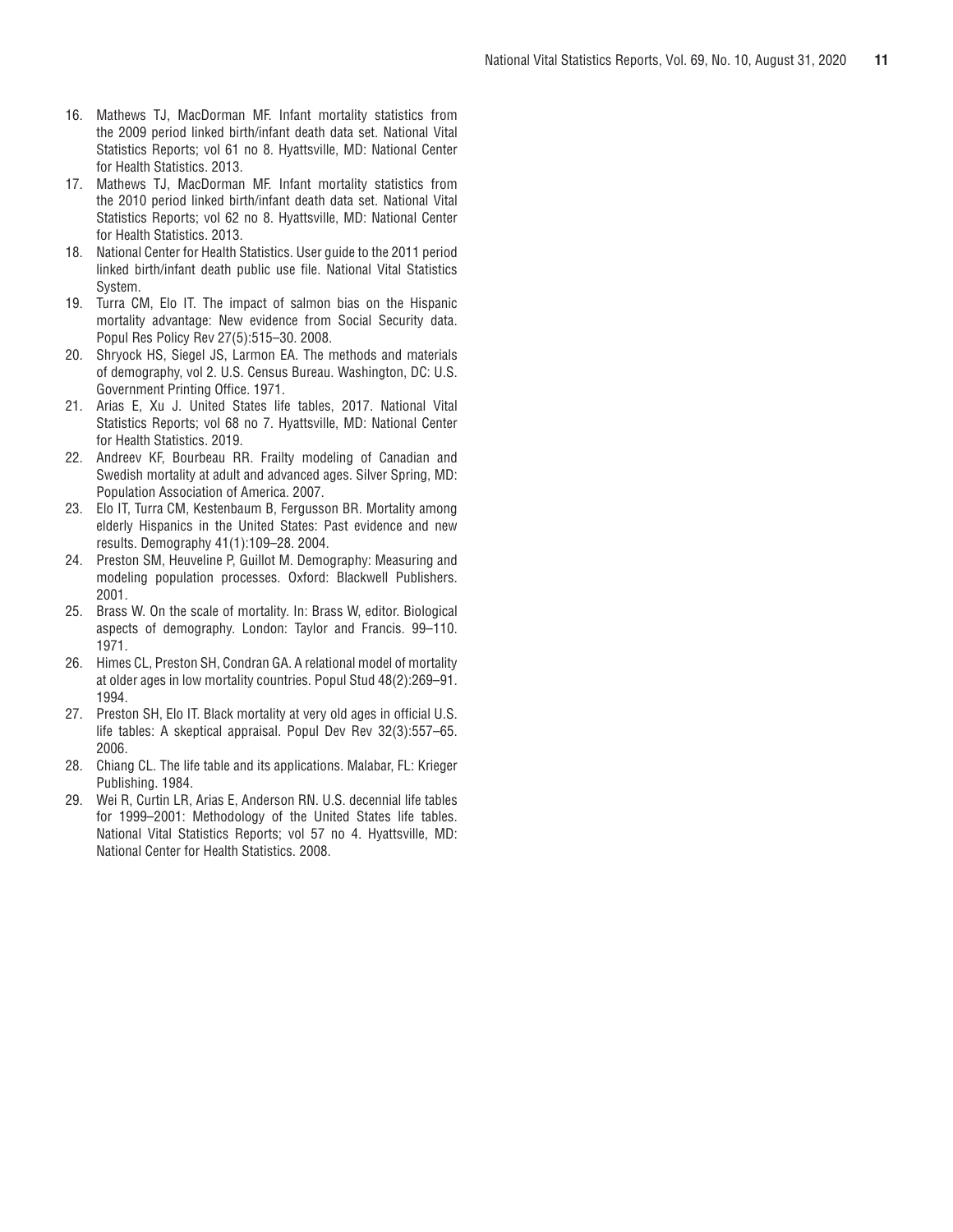16. Mathews TJ, MacDorman MF. Infant mortality statistics from the 2009 period linked birth/infant death data set. National Vital Statistics Reports; vol 61 no 8. Hyattsville, MD: National Center for Health Statistics. 2013.
17. Mathews TJ, MacDorman MF. Infant mortality statistics from the 2010 period linked birth/infant death data set. National Vital Statistics Reports; vol 62 no 8. Hyattsville, MD: National Center for Health Statistics. 2013.
18. National Center for Health Statistics. User guide to the 2011 period linked birth/infant death public use file. National Vital Statistics System.
19. Turra CM, Elo IT. The impact of salmon bias on the Hispanic mortality advantage: New evidence from Social Security data. Popul Res Policy Rev 27(5):515–30. 2008.
20. Shryock HS, Siegel JS, Larmon EA. The methods and materials of demography, vol 2. U.S. Census Bureau. Washington, DC: U.S. Government Printing Office. 1971.
21. Arias E, Xu J. United States life tables, 2017. National Vital Statistics Reports; vol 68 no 7. Hyattsville, MD: National Center for Health Statistics. 2019.
22. Andreev KF, Bourbeau RR. Frailty modeling of Canadian and Swedish mortality at adult and advanced ages. Silver Spring, MD: Population Association of America. 2007.
23. Elo IT, Turra CM, Kestenbaum B, Fergusson BR. Mortality among elderly Hispanics in the United States: Past evidence and new results. Demography 41(1):109–28. 2004.
24. Preston SM, Heuveline P, Guillot M. Demography: Measuring and modeling population processes. Oxford: Blackwell Publishers. 2001.
25. Brass W. On the scale of mortality. In: Brass W, editor. Biological aspects of demography. London: Taylor and Francis. 99–110. 1971.
26. Himes CL, Preston SH, Condran GA. A relational model of mortality at older ages in low mortality countries. Popul Stud 48(2):269–91. 1994.
27. Preston SH, Elo IT. Black mortality at very old ages in official U.S. life tables: A skeptical appraisal. Popul Dev Rev 32(3):557–65. 2006.
28. Chiang CL. The life table and its applications. Malabar, FL: Krieger Publishing. 1984.
29. Wei R, Curtin LR, Arias E, Anderson RN. U.S. decennial life tables for 1999–2001: Methodology of the United States life tables. National Vital Statistics Reports; vol 57 no 4. Hyattsville, MD: National Center for Health Statistics. 2008.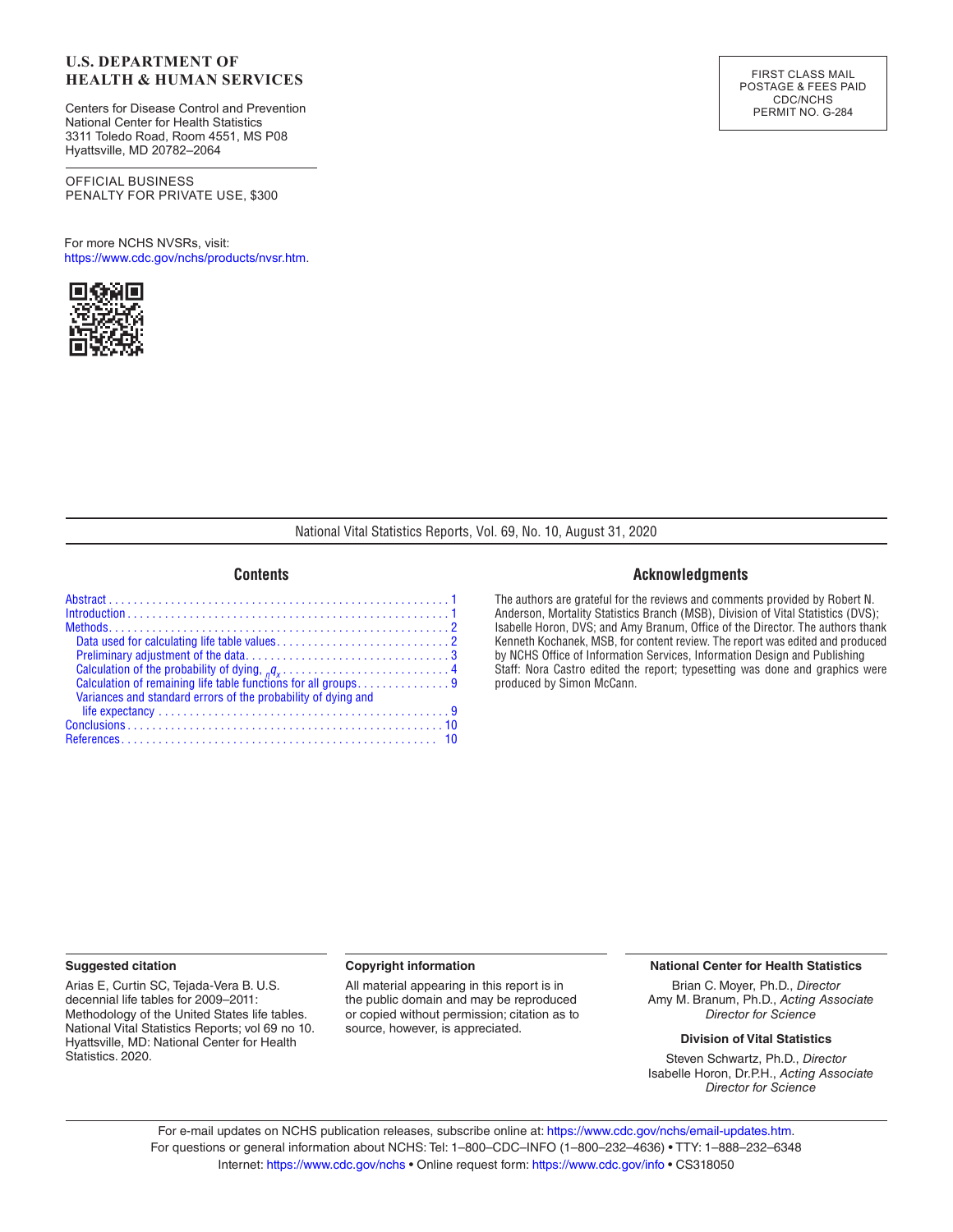**U.S. DEPARTMENT OF HEALTH & HUMAN SERVICES**

Centers for Disease Control and Prevention
National Center for Health Statistics
3311 Toledo Road, Room 4551, MS P08
Hyattsville, MD 20782–2064

OFFICIAL BUSINESS
PENALTY FOR PRIVATE USE, $300

FIRST CLASS MAIL
POSTAGE & FEES PAID
CDC/NCHS
PERMIT NO. G-284

For more NCHS NVSRs, visit:
https://www.cdc.gov/nchs/products/nvsr.htm.

National Vital Statistics Reports, Vol. 69, No. 10, August 31, 2020

## Contents

- Abstract . . . 1
- Introduction . . . 1
- Methods . . . 2
  - Data used for calculating life table values . . . 2
  - Preliminary adjustment of the data . . . 3
  - Calculation of the probability of dying, ${}_nq_x$ . . . 4
  - Calculation of remaining life table functions for all groups . . . 9
  - Variances and standard errors of the probability of dying and life expectancy . . . 9
- Conclusions . . . 10
- References . . . 10

## Acknowledgments

The authors are grateful for the reviews and comments provided by Robert N. Anderson, Mortality Statistics Branch (MSB), Division of Vital Statistics (DVS); Isabelle Horon, DVS; and Amy Branum, Office of the Director. The authors thank Kenneth Kochanek, MSB, for content review. The report was edited and produced by NCHS Office of Information Services, Information Design and Publishing Staff: Nora Castro edited the report; typesetting was done and graphics were produced by Simon McCann.

**Suggested citation**

Arias E, Curtin SC, Tejada-Vera B. U.S. decennial life tables for 2009–2011: Methodology of the United States life tables. National Vital Statistics Reports; vol 69 no 10. Hyattsville, MD: National Center for Health Statistics. 2020.

**Copyright information**

All material appearing in this report is in the public domain and may be reproduced or copied without permission; citation as to source, however, is appreciated.

**National Center for Health Statistics**

Brian C. Moyer, Ph.D., *Director*
Amy M. Branum, Ph.D., *Acting Associate Director for Science*

**Division of Vital Statistics**

Steven Schwartz, Ph.D., *Director*
Isabelle Horon, Dr.P.H., *Acting Associate Director for Science*

For e-mail updates on NCHS publication releases, subscribe online at: https://www.cdc.gov/nchs/email-updates.htm.
For questions or general information about NCHS: Tel: 1–800–CDC–INFO (1–800–232–4636) • TTY: 1–888–232–6348
Internet: https://www.cdc.gov/nchs • Online request form: https://www.cdc.gov/info • CS318050